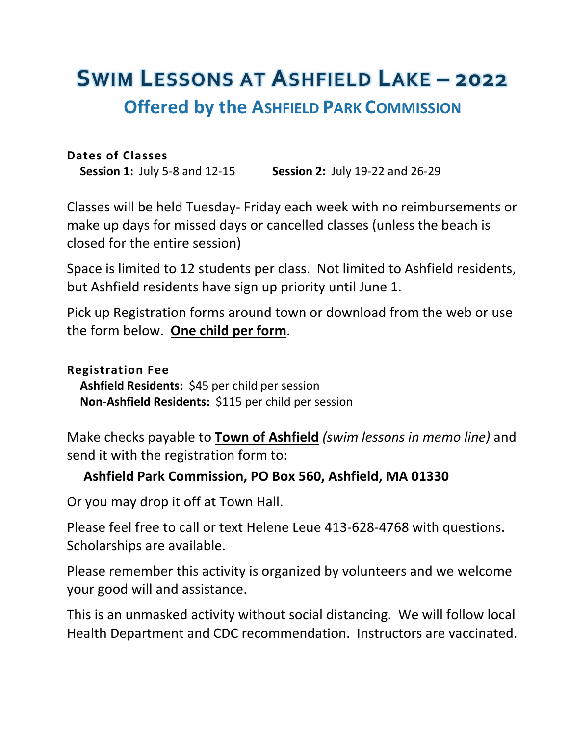# Swim Lessons at Ashfield Lake – 2022

## Offered by the Ashfield Park Commission

**Dates of Classes**

**Session 1:** July 5-8 and 12-15 **Session 2:** July 19-22 and 26-29

Classes will be held Tuesday- Friday each week with no reimbursements or make up days for missed days or cancelled classes (unless the beach is closed for the entire session)

Space is limited to 12 students per class. Not limited to Ashfield residents, but Ashfield residents have sign up priority until June 1.

Pick up Registration forms around town or download from the web or use the form below. **One child per form**.

**Registration Fee**

**Ashfield Residents:** $45 per child per session

**Non-Ashfield Residents:** $115 per child per session

Make checks payable to **Town of Ashfield** *(swim lessons in memo line)* and send it with the registration form to:

**Ashfield Park Commission, PO Box 560, Ashfield, MA 01330**

Or you may drop it off at Town Hall.

Please feel free to call or text Helene Leue 413-628-4768 with questions. Scholarships are available.

Please remember this activity is organized by volunteers and we welcome your good will and assistance.

This is an unmasked activity without social distancing. We will follow local Health Department and CDC recommendation. Instructors are vaccinated.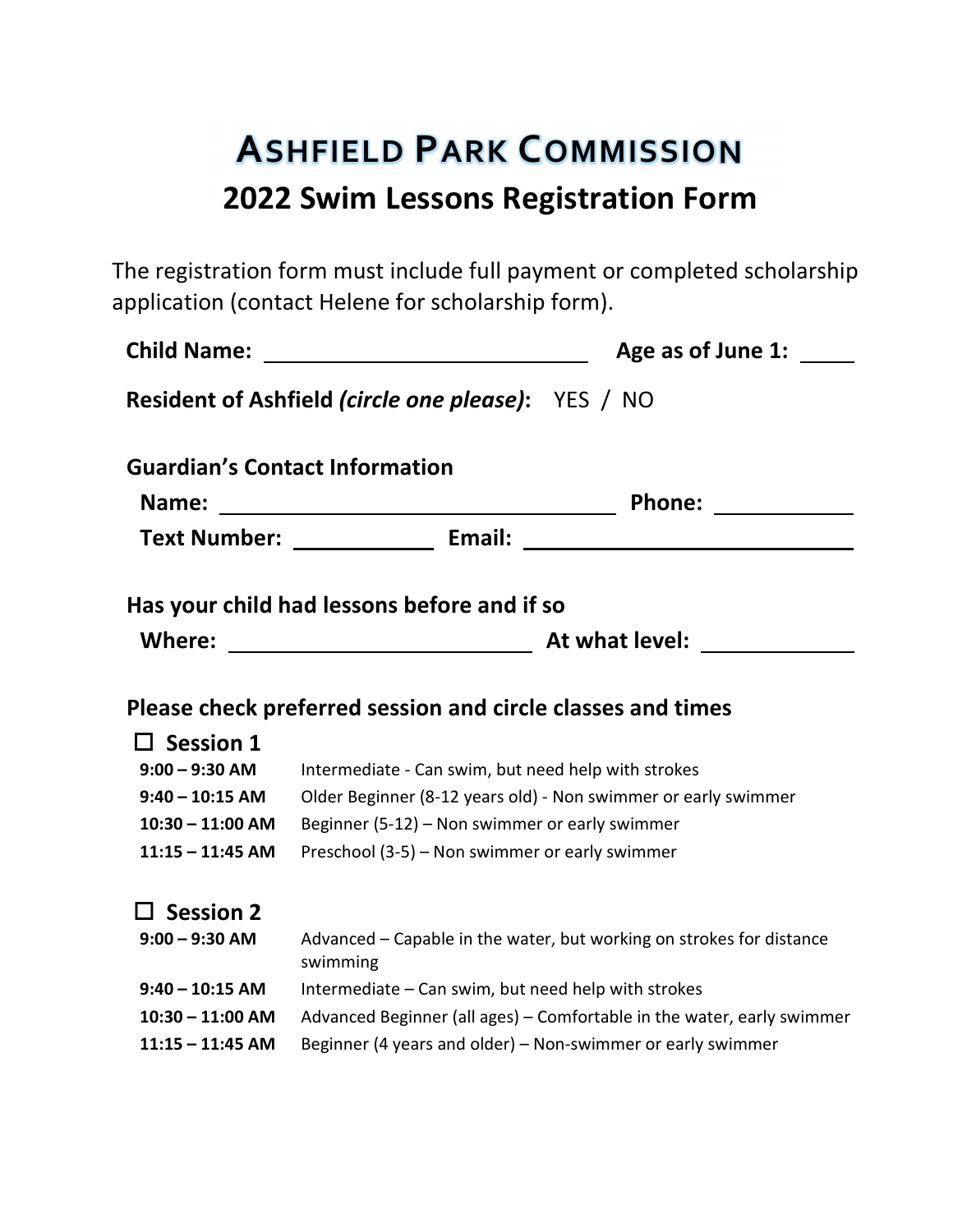# Ashfield Park Commission

## 2022 Swim Lessons Registration Form

The registration form must include full payment or completed scholarship application (contact Helene for scholarship form).

**Child Name:** ____________________________ **Age as of June 1:** ____

**Resident of Ashfield *(circle one please)*:** YES / NO

**Guardian's Contact Information**

**Name:** ________________________________ **Phone:** ____________

**Text Number:** ____________ **Email:** ____________________________

**Has your child had lessons before and if so**

**Where:** __________________________ **At what level:** ____________

**Please check preferred session and circle classes and times**

☐ **Session 1**

| | |
|---|---|
| **9:00 – 9:30 AM** | Intermediate - Can swim, but need help with strokes |
| **9:40 – 10:15 AM** | Older Beginner (8-12 years old) - Non swimmer or early swimmer |
| **10:30 – 11:00 AM** | Beginner (5-12) – Non swimmer or early swimmer |
| **11:15 – 11:45 AM** | Preschool (3-5) – Non swimmer or early swimmer |

☐ **Session 2**

| | |
|---|---|
| **9:00 – 9:30 AM** | Advanced – Capable in the water, but working on strokes for distance swimming |
| **9:40 – 10:15 AM** | Intermediate – Can swim, but need help with strokes |
| **10:30 – 11:00 AM** | Advanced Beginner (all ages) – Comfortable in the water, early swimmer |
| **11:15 – 11:45 AM** | Beginner (4 years and older) – Non-swimmer or early swimmer |